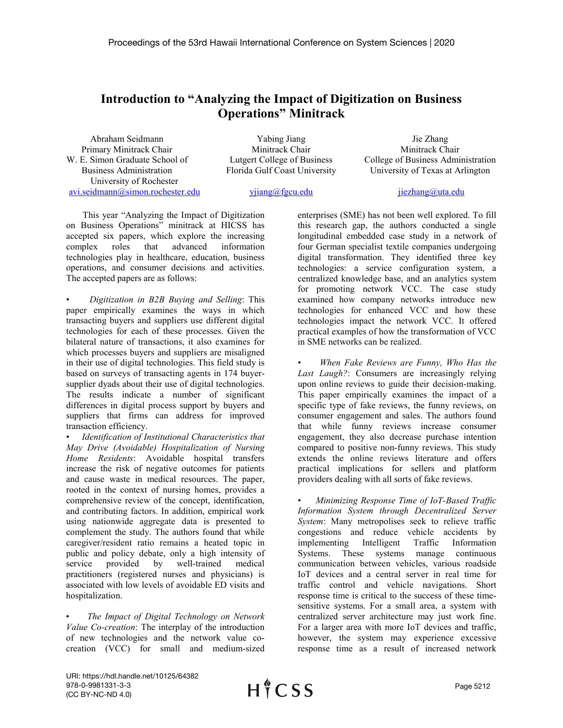# Introduction to "Analyzing the Impact of Digitization on Business Operations" Minitrack

Abraham Seidmann
Primary Minitrack Chair
W. E. Simon Graduate School of Business Administration
University of Rochester
avi.seidmann@simon.rochester.edu

Yabing Jiang
Minitrack Chair
Lutgert College of Business
Florida Gulf Coast University
yjiang@fgcu.edu

Jie Zhang
Minitrack Chair
College of Business Administration
University of Texas at Arlington
jiezhang@uta.edu

This year "Analyzing the Impact of Digitization on Business Operations" minitrack at HICSS has accepted six papers, which explore the increasing complex roles that advanced information technologies play in healthcare, education, business operations, and consumer decisions and activities. The accepted papers are as follows:

- *Digitization in B2B Buying and Selling*: This paper empirically examines the ways in which transacting buyers and suppliers use different digital technologies for each of these processes. Given the bilateral nature of transactions, it also examines for which processes buyers and suppliers are misaligned in their use of digital technologies. This field study is based on surveys of transacting agents in 174 buyer-supplier dyads about their use of digital technologies. The results indicate a number of significant differences in digital process support by buyers and suppliers that firms can address for improved transaction efficiency.
- *Identification of Institutional Characteristics that May Drive (Avoidable) Hospitalization of Nursing Home Residents*: Avoidable hospital transfers increase the risk of negative outcomes for patients and cause waste in medical resources. The paper, rooted in the context of nursing homes, provides a comprehensive review of the concept, identification, and contributing factors. In addition, empirical work using nationwide aggregate data is presented to complement the study. The authors found that while caregiver/resident ratio remains a heated topic in public and policy debate, only a high intensity of service provided by well-trained medical practitioners (registered nurses and physicians) is associated with low levels of avoidable ED visits and hospitalization.
- *The Impact of Digital Technology on Network Value Co-creation*: The interplay of the introduction of new technologies and the network value co-creation (VCC) for small and medium-sized enterprises (SME) has not been well explored. To fill this research gap, the authors conducted a single longitudinal embedded case study in a network of four German specialist textile companies undergoing digital transformation. They identified three key technologies: a service configuration system, a centralized knowledge base, and an analytics system for promoting network VCC. The case study examined how company networks introduce new technologies for enhanced VCC and how these technologies impact the network VCC. It offered practical examples of how the transformation of VCC in SME networks can be realized.
- *When Fake Reviews are Funny, Who Has the Last Laugh?*: Consumers are increasingly relying upon online reviews to guide their decision-making. This paper empirically examines the impact of a specific type of fake reviews, the funny reviews, on consumer engagement and sales. The authors found that while funny reviews increase consumer engagement, they also decrease purchase intention compared to positive non-funny reviews. This study extends the online reviews literature and offers practical implications for sellers and platform providers dealing with all sorts of fake reviews.
- *Minimizing Response Time of IoT-Based Traffic Information System through Decentralized Server System*: Many metropolises seek to relieve traffic congestions and reduce vehicle accidents by implementing Intelligent Traffic Information Systems. These systems manage continuous communication between vehicles, various roadside IoT devices and a central server in real time for traffic control and vehicle navigations. Short response time is critical to the success of these time-sensitive systems. For a small area, a system with centralized server architecture may just work fine. For a larger area with more IoT devices and traffic, however, the system may experience excessive response time as a result of increased network

URI: https://hdl.handle.net/10125/64382
978-0-9981331-3-3
(CC BY-NC-ND 4.0)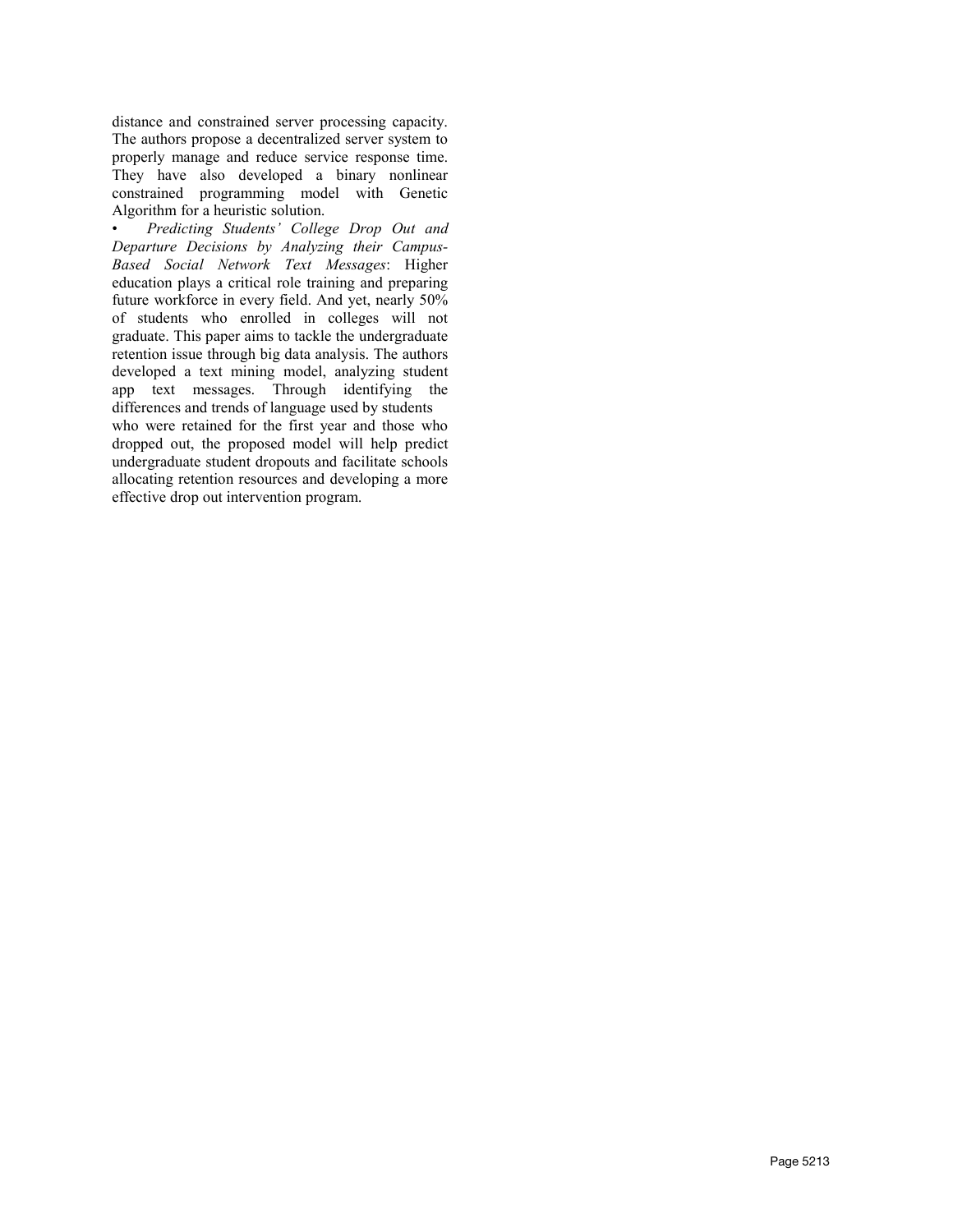distance and constrained server processing capacity. The authors propose a decentralized server system to properly manage and reduce service response time. They have also developed a binary nonlinear constrained programming model with Genetic Algorithm for a heuristic solution.

- *Predicting Students' College Drop Out and Departure Decisions by Analyzing their Campus-Based Social Network Text Messages*: Higher education plays a critical role training and preparing future workforce in every field. And yet, nearly 50% of students who enrolled in colleges will not graduate. This paper aims to tackle the undergraduate retention issue through big data analysis. The authors developed a text mining model, analyzing student app text messages. Through identifying the differences and trends of language used by students who were retained for the first year and those who dropped out, the proposed model will help predict undergraduate student dropouts and facilitate schools allocating retention resources and developing a more effective drop out intervention program.